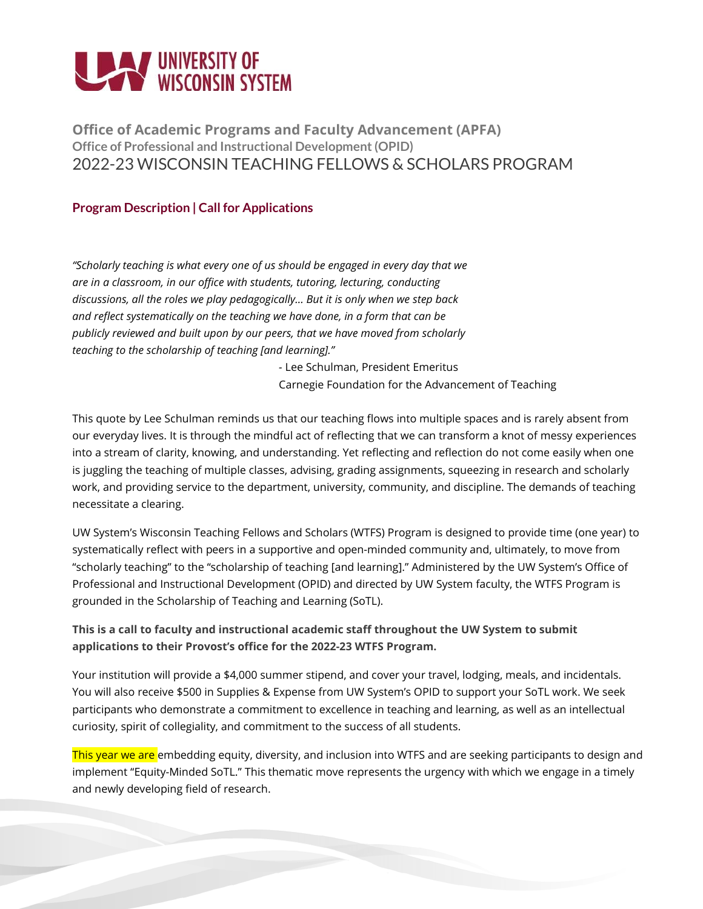UNIVERSITY OF WISCONSIN SYSTEM

## Office of Academic Programs and Faculty Advancement (APFA)

### Office of Professional and Instructional Development (OPID)

# 2022-23 WISCONSIN TEACHING FELLOWS & SCHOLARS PROGRAM

### Program Description | Call for Applications

*"Scholarly teaching is what every one of us should be engaged in every day that we are in a classroom, in our office with students, tutoring, lecturing, conducting discussions, all the roles we play pedagogically… But it is only when we step back and reflect systematically on the teaching we have done, in a form that can be publicly reviewed and built upon by our peers, that we have moved from scholarly teaching to the scholarship of teaching [and learning]."*

- Lee Schulman, President Emeritus
Carnegie Foundation for the Advancement of Teaching

This quote by Lee Schulman reminds us that our teaching flows into multiple spaces and is rarely absent from our everyday lives. It is through the mindful act of reflecting that we can transform a knot of messy experiences into a stream of clarity, knowing, and understanding. Yet reflecting and reflection do not come easily when one is juggling the teaching of multiple classes, advising, grading assignments, squeezing in research and scholarly work, and providing service to the department, university, community, and discipline. The demands of teaching necessitate a clearing.

UW System's Wisconsin Teaching Fellows and Scholars (WTFS) Program is designed to provide time (one year) to systematically reflect with peers in a supportive and open-minded community and, ultimately, to move from "scholarly teaching" to the "scholarship of teaching [and learning]." Administered by the UW System's Office of Professional and Instructional Development (OPID) and directed by UW System faculty, the WTFS Program is grounded in the Scholarship of Teaching and Learning (SoTL).

**This is a call to faculty and instructional academic staff throughout the UW System to submit applications to their Provost's office for the 2022-23 WTFS Program.**

Your institution will provide a $4,000 summer stipend, and cover your travel, lodging, meals, and incidentals. You will also receive $500 in Supplies & Expense from UW System's OPID to support your SoTL work. We seek participants who demonstrate a commitment to excellence in teaching and learning, as well as an intellectual curiosity, spirit of collegiality, and commitment to the success of all students.

This year we are embedding equity, diversity, and inclusion into WTFS and are seeking participants to design and implement "Equity-Minded SoTL." This thematic move represents the urgency with which we engage in a timely and newly developing field of research.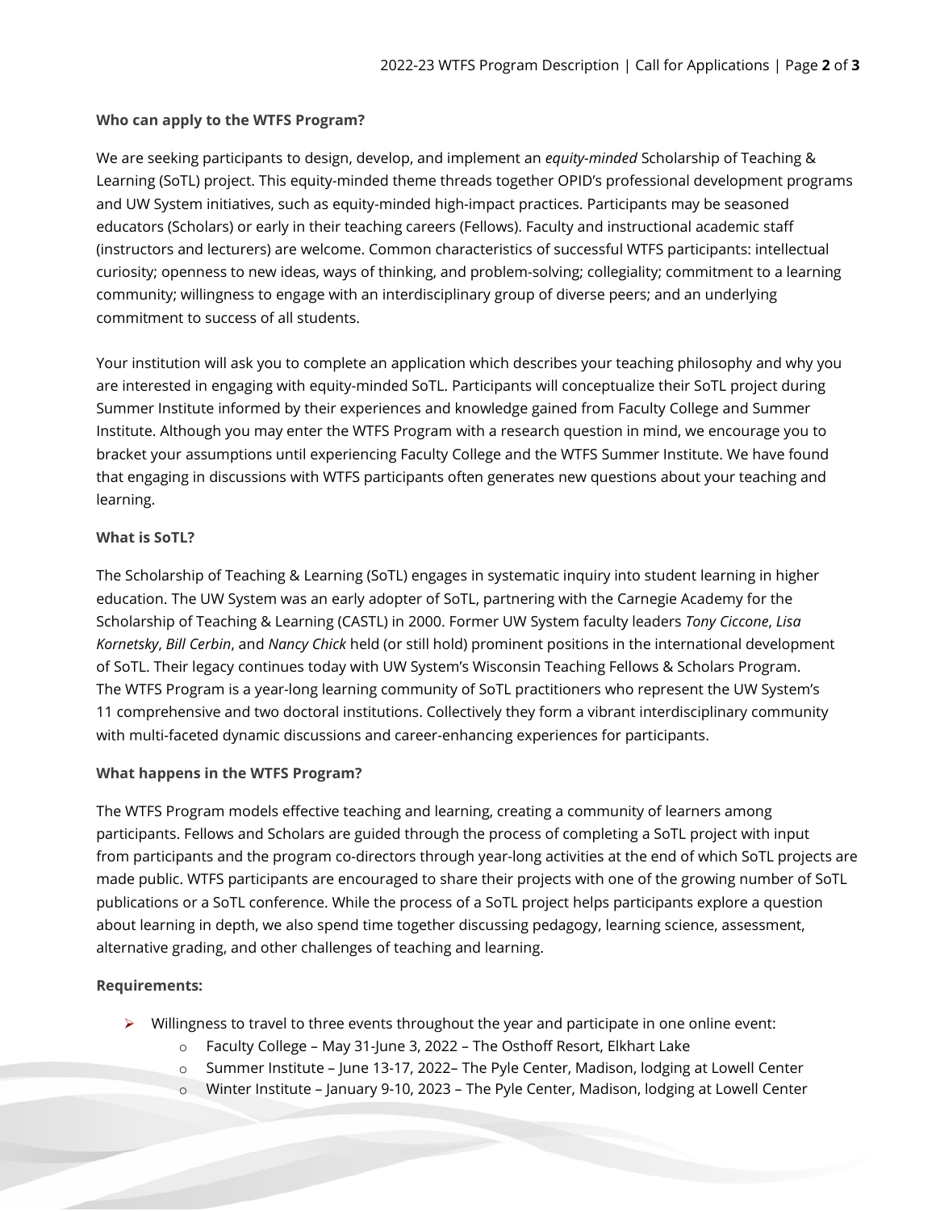**Who can apply to the WTFS Program?**

We are seeking participants to design, develop, and implement an *equity-minded* Scholarship of Teaching & Learning (SoTL) project. This equity-minded theme threads together OPID's professional development programs and UW System initiatives, such as equity-minded high-impact practices. Participants may be seasoned educators (Scholars) or early in their teaching careers (Fellows). Faculty and instructional academic staff (instructors and lecturers) are welcome. Common characteristics of successful WTFS participants: intellectual curiosity; openness to new ideas, ways of thinking, and problem-solving; collegiality; commitment to a learning community; willingness to engage with an interdisciplinary group of diverse peers; and an underlying commitment to success of all students.

Your institution will ask you to complete an application which describes your teaching philosophy and why you are interested in engaging with equity-minded SoTL. Participants will conceptualize their SoTL project during Summer Institute informed by their experiences and knowledge gained from Faculty College and Summer Institute. Although you may enter the WTFS Program with a research question in mind, we encourage you to bracket your assumptions until experiencing Faculty College and the WTFS Summer Institute. We have found that engaging in discussions with WTFS participants often generates new questions about your teaching and learning.

**What is SoTL?**

The Scholarship of Teaching & Learning (SoTL) engages in systematic inquiry into student learning in higher education. The UW System was an early adopter of SoTL, partnering with the Carnegie Academy for the Scholarship of Teaching & Learning (CASTL) in 2000. Former UW System faculty leaders *Tony Ciccone*, *Lisa Kornetsky*, *Bill Cerbin*, and *Nancy Chick* held (or still hold) prominent positions in the international development of SoTL. Their legacy continues today with UW System's Wisconsin Teaching Fellows & Scholars Program. The WTFS Program is a year-long learning community of SoTL practitioners who represent the UW System's 11 comprehensive and two doctoral institutions. Collectively they form a vibrant interdisciplinary community with multi-faceted dynamic discussions and career-enhancing experiences for participants.

**What happens in the WTFS Program?**

The WTFS Program models effective teaching and learning, creating a community of learners among participants. Fellows and Scholars are guided through the process of completing a SoTL project with input from participants and the program co-directors through year-long activities at the end of which SoTL projects are made public. WTFS participants are encouraged to share their projects with one of the growing number of SoTL publications or a SoTL conference. While the process of a SoTL project helps participants explore a question about learning in depth, we also spend time together discussing pedagogy, learning science, assessment, alternative grading, and other challenges of teaching and learning.

**Requirements:**

- Willingness to travel to three events throughout the year and participate in one online event:
  - Faculty College – May 31-June 3, 2022 – The Osthoff Resort, Elkhart Lake
  - Summer Institute – June 13-17, 2022– The Pyle Center, Madison, lodging at Lowell Center
  - Winter Institute – January 9-10, 2023 – The Pyle Center, Madison, lodging at Lowell Center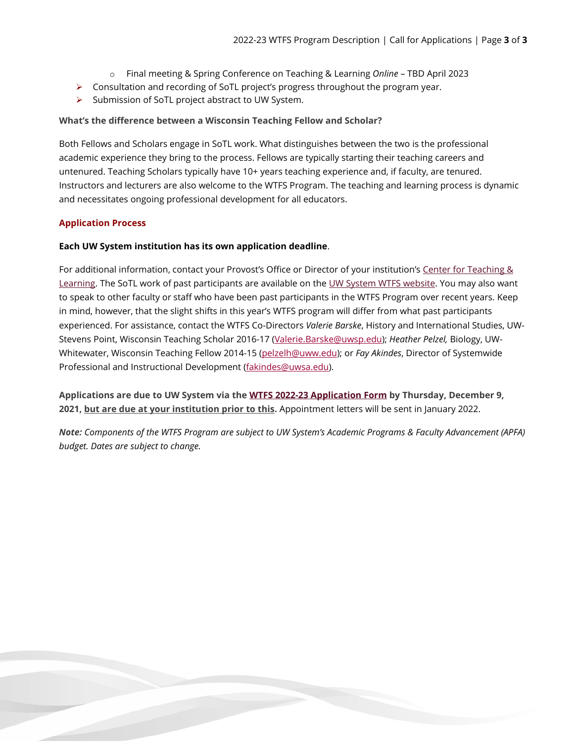- Final meeting & Spring Conference on Teaching & Learning *Online* – TBD April 2023
- Consultation and recording of SoTL project's progress throughout the program year.
- Submission of SoTL project abstract to UW System.

**What's the difference between a Wisconsin Teaching Fellow and Scholar?**

Both Fellows and Scholars engage in SoTL work. What distinguishes between the two is the professional academic experience they bring to the process. Fellows are typically starting their teaching careers and untenured. Teaching Scholars typically have 10+ years teaching experience and, if faculty, are tenured. Instructors and lecturers are also welcome to the WTFS Program. The teaching and learning process is dynamic and necessitates ongoing professional development for all educators.

## Application Process

**Each UW System institution has its own application deadline**.

For additional information, contact your Provost's Office or Director of your institution's Center for Teaching & Learning. The SoTL work of past participants are available on the UW System WTFS website. You may also want to speak to other faculty or staff who have been past participants in the WTFS Program over recent years. Keep in mind, however, that the slight shifts in this year's WTFS program will differ from what past participants experienced. For assistance, contact the WTFS Co-Directors *Valerie Barske*, History and International Studies, UW-Stevens Point, Wisconsin Teaching Scholar 2016-17 (Valerie.Barske@uwsp.edu); *Heather Pelzel,* Biology, UW-Whitewater, Wisconsin Teaching Fellow 2014-15 (pelzelh@uww.edu); or *Fay Akindes*, Director of Systemwide Professional and Instructional Development (fakindes@uwsa.edu).

**Applications are due to UW System via the WTFS 2022-23 Application Form by Thursday, December 9, 2021, but are due at your institution prior to this.** Appointment letters will be sent in January 2022.

***Note:*** *Components of the WTFS Program are subject to UW System's Academic Programs & Faculty Advancement (APFA) budget. Dates are subject to change.*